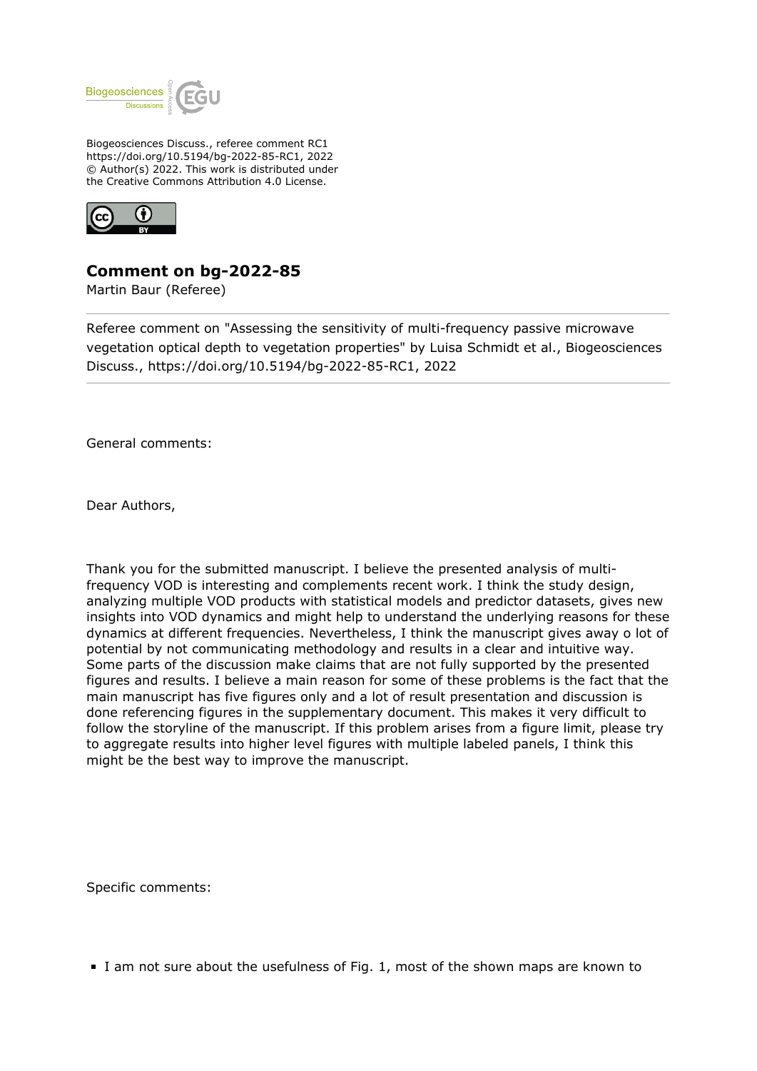Biogeosciences Discuss., referee comment RC1
https://doi.org/10.5194/bg-2022-85-RC1, 2022
© Author(s) 2022. This work is distributed under
the Creative Commons Attribution 4.0 License.

## Comment on bg-2022-85

Martin Baur (Referee)

Referee comment on "Assessing the sensitivity of multi-frequency passive microwave vegetation optical depth to vegetation properties" by Luisa Schmidt et al., Biogeosciences Discuss., https://doi.org/10.5194/bg-2022-85-RC1, 2022

General comments:

Dear Authors,

Thank you for the submitted manuscript. I believe the presented analysis of multi-frequency VOD is interesting and complements recent work. I think the study design, analyzing multiple VOD products with statistical models and predictor datasets, gives new insights into VOD dynamics and might help to understand the underlying reasons for these dynamics at different frequencies. Nevertheless, I think the manuscript gives away o lot of potential by not communicating methodology and results in a clear and intuitive way. Some parts of the discussion make claims that are not fully supported by the presented figures and results. I believe a main reason for some of these problems is the fact that the main manuscript has five figures only and a lot of result presentation and discussion is done referencing figures in the supplementary document. This makes it very difficult to follow the storyline of the manuscript. If this problem arises from a figure limit, please try to aggregate results into higher level figures with multiple labeled panels, I think this might be the best way to improve the manuscript.

Specific comments:

- I am not sure about the usefulness of Fig. 1, most of the shown maps are known to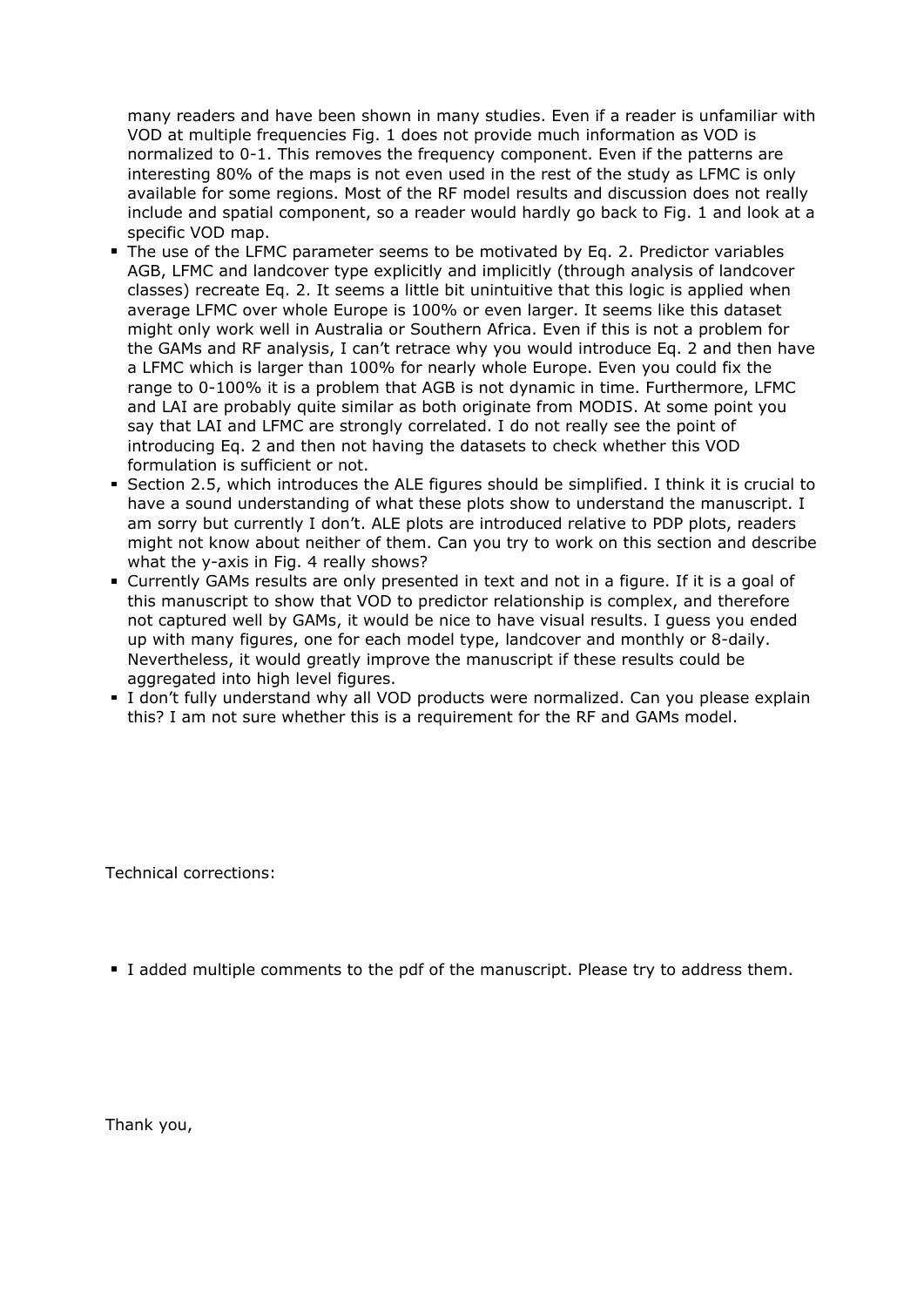many readers and have been shown in many studies. Even if a reader is unfamiliar with VOD at multiple frequencies Fig. 1 does not provide much information as VOD is normalized to 0-1. This removes the frequency component. Even if the patterns are interesting 80% of the maps is not even used in the rest of the study as LFMC is only available for some regions. Most of the RF model results and discussion does not really include and spatial component, so a reader would hardly go back to Fig. 1 and look at a specific VOD map.

- The use of the LFMC parameter seems to be motivated by Eq. 2. Predictor variables AGB, LFMC and landcover type explicitly and implicitly (through analysis of landcover classes) recreate Eq. 2. It seems a little bit unintuitive that this logic is applied when average LFMC over whole Europe is 100% or even larger. It seems like this dataset might only work well in Australia or Southern Africa. Even if this is not a problem for the GAMs and RF analysis, I can't retrace why you would introduce Eq. 2 and then have a LFMC which is larger than 100% for nearly whole Europe. Even you could fix the range to 0-100% it is a problem that AGB is not dynamic in time. Furthermore, LFMC and LAI are probably quite similar as both originate from MODIS. At some point you say that LAI and LFMC are strongly correlated. I do not really see the point of introducing Eq. 2 and then not having the datasets to check whether this VOD formulation is sufficient or not.
- Section 2.5, which introduces the ALE figures should be simplified. I think it is crucial to have a sound understanding of what these plots show to understand the manuscript. I am sorry but currently I don't. ALE plots are introduced relative to PDP plots, readers might not know about neither of them. Can you try to work on this section and describe what the y-axis in Fig. 4 really shows?
- Currently GAMs results are only presented in text and not in a figure. If it is a goal of this manuscript to show that VOD to predictor relationship is complex, and therefore not captured well by GAMs, it would be nice to have visual results. I guess you ended up with many figures, one for each model type, landcover and monthly or 8-daily. Nevertheless, it would greatly improve the manuscript if these results could be aggregated into high level figures.
- I don't fully understand why all VOD products were normalized. Can you please explain this? I am not sure whether this is a requirement for the RF and GAMs model.

Technical corrections:

- I added multiple comments to the pdf of the manuscript. Please try to address them.

Thank you,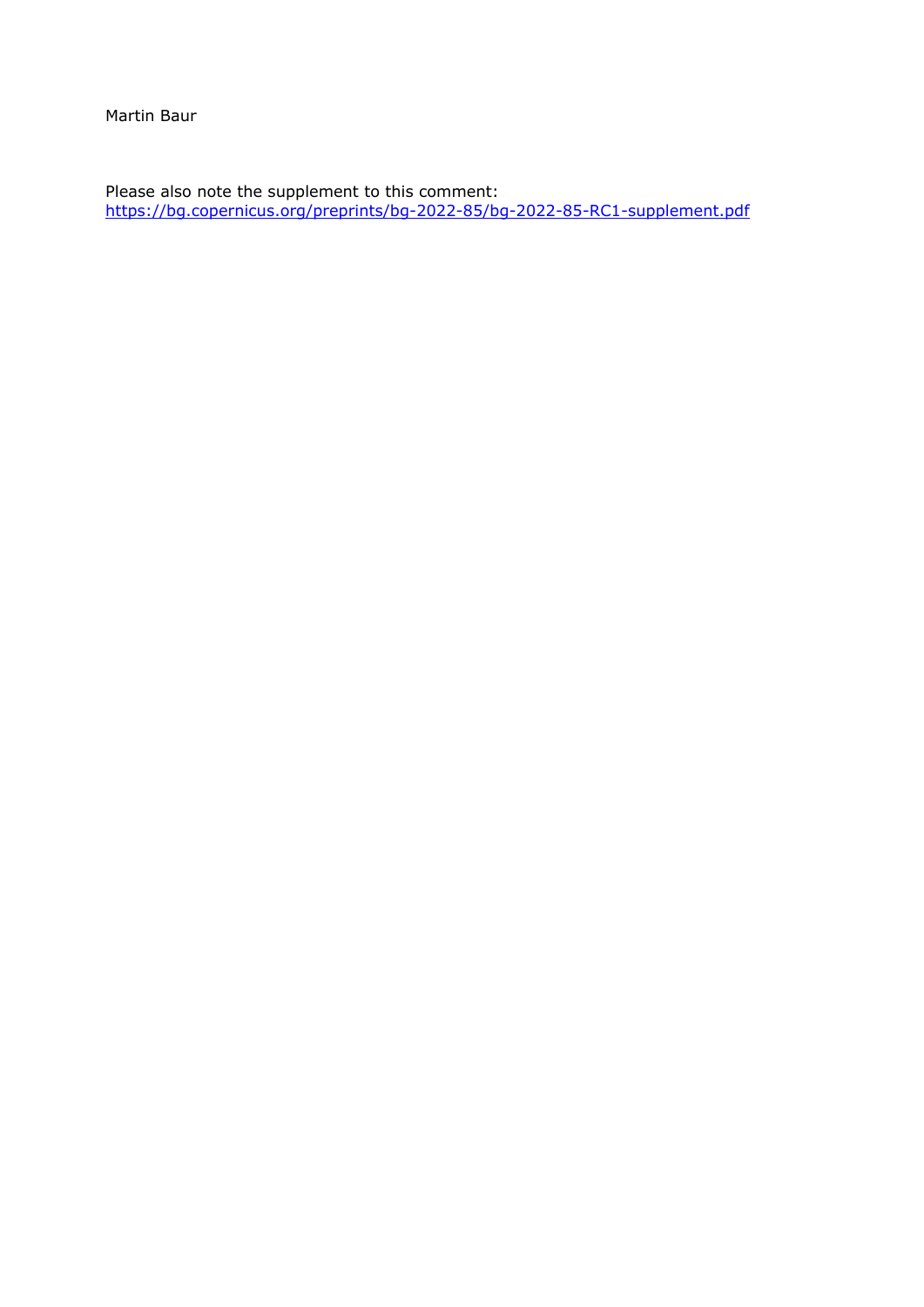Martin Baur

Please also note the supplement to this comment:
https://bg.copernicus.org/preprints/bg-2022-85/bg-2022-85-RC1-supplement.pdf